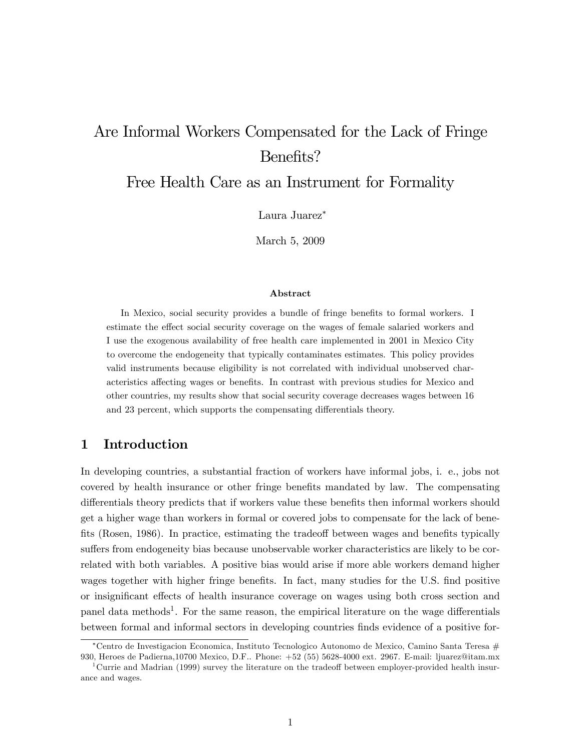# Are Informal Workers Compensated for the Lack of Fringe Benefits?

# Free Health Care as an Instrument for Formality

Laura Juarez[*]

March 5, 2009

### Abstract

In Mexico, social security provides a bundle of fringe benefits to formal workers. I estimate the effect social security coverage on the wages of female salaried workers and I use the exogenous availability of free health care implemented in 2001 in Mexico City to overcome the endogeneity that typically contaminates estimates. This policy provides valid instruments because eligibility is not correlated with individual unobserved characteristics affecting wages or benefits. In contrast with previous studies for Mexico and other countries, my results show that social security coverage decreases wages between 16 and 23 percent, which supports the compensating differentials theory.

## 1 Introduction

In developing countries, a substantial fraction of workers have informal jobs, i. e., jobs not covered by health insurance or other fringe benefits mandated by law. The compensating differentials theory predicts that if workers value these benefits then informal workers should get a higher wage than workers in formal or covered jobs to compensate for the lack of benefits (Rosen, 1986). In practice, estimating the tradeoff between wages and benefits typically suffers from endogeneity bias because unobservable worker characteristics are likely to be correlated with both variables. A positive bias would arise if more able workers demand higher wages together with higher fringe benefits. In fact, many studies for the U.S. find positive or insignificant effects of health insurance coverage on wages using both cross section and panel data methods[1]. For the same reason, the empirical literature on the wage differentials between formal and informal sectors in developing countries finds evidence of a positive for-

[*] Centro de Investigacion Economica, Instituto Tecnologico Autonomo de Mexico, Camino Santa Teresa # 930, Heroes de Padierna,10700 Mexico, D.F.. Phone: +52 (55) 5628-4000 ext. 2967. E-mail: ljuarez@itam.mx

[1] Currie and Madrian (1999) survey the literature on the tradeoff between employer-provided health insurance and wages.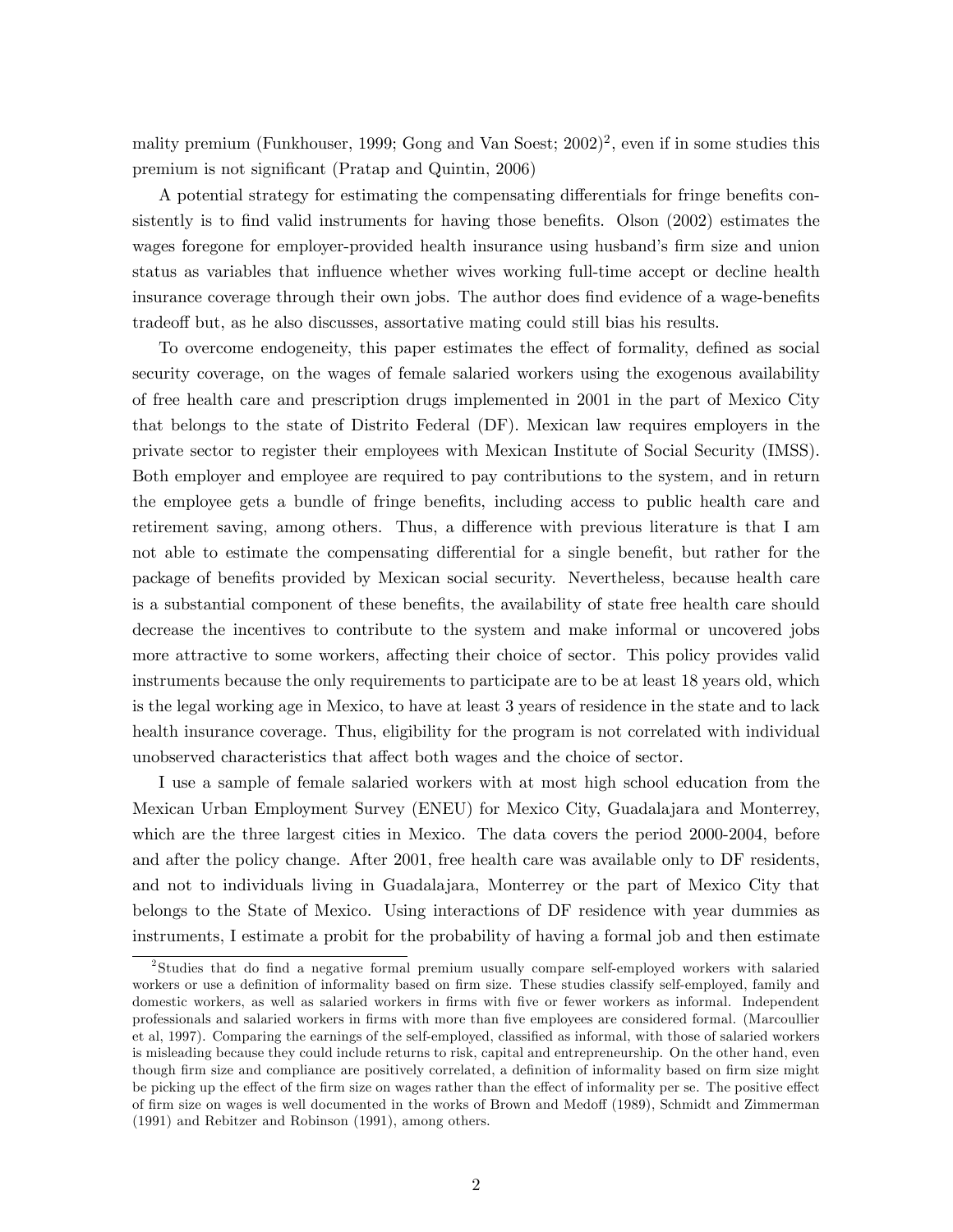mality premium (Funkhouser, 1999; Gong and Van Soest; 2002)[2], even if in some studies this premium is not significant (Pratap and Quintin, 2006)

A potential strategy for estimating the compensating differentials for fringe benefits consistently is to find valid instruments for having those benefits. Olson (2002) estimates the wages foregone for employer-provided health insurance using husband's firm size and union status as variables that influence whether wives working full-time accept or decline health insurance coverage through their own jobs. The author does find evidence of a wage-benefits tradeoff but, as he also discusses, assortative mating could still bias his results.

To overcome endogeneity, this paper estimates the effect of formality, defined as social security coverage, on the wages of female salaried workers using the exogenous availability of free health care and prescription drugs implemented in 2001 in the part of Mexico City that belongs to the state of Distrito Federal (DF). Mexican law requires employers in the private sector to register their employees with Mexican Institute of Social Security (IMSS). Both employer and employee are required to pay contributions to the system, and in return the employee gets a bundle of fringe benefits, including access to public health care and retirement saving, among others. Thus, a difference with previous literature is that I am not able to estimate the compensating differential for a single benefit, but rather for the package of benefits provided by Mexican social security. Nevertheless, because health care is a substantial component of these benefits, the availability of state free health care should decrease the incentives to contribute to the system and make informal or uncovered jobs more attractive to some workers, affecting their choice of sector. This policy provides valid instruments because the only requirements to participate are to be at least 18 years old, which is the legal working age in Mexico, to have at least 3 years of residence in the state and to lack health insurance coverage. Thus, eligibility for the program is not correlated with individual unobserved characteristics that affect both wages and the choice of sector.

I use a sample of female salaried workers with at most high school education from the Mexican Urban Employment Survey (ENEU) for Mexico City, Guadalajara and Monterrey, which are the three largest cities in Mexico. The data covers the period 2000-2004, before and after the policy change. After 2001, free health care was available only to DF residents, and not to individuals living in Guadalajara, Monterrey or the part of Mexico City that belongs to the State of Mexico. Using interactions of DF residence with year dummies as instruments, I estimate a probit for the probability of having a formal job and then estimate

[2]Studies that do find a negative formal premium usually compare self-employed workers with salaried workers or use a definition of informality based on firm size. These studies classify self-employed, family and domestic workers, as well as salaried workers in firms with five or fewer workers as informal. Independent professionals and salaried workers in firms with more than five employees are considered formal. (Marcoullier et al, 1997). Comparing the earnings of the self-employed, classified as informal, with those of salaried workers is misleading because they could include returns to risk, capital and entrepreneurship. On the other hand, even though firm size and compliance are positively correlated, a definition of informality based on firm size might be picking up the effect of the firm size on wages rather than the effect of informality per se. The positive effect of firm size on wages is well documented in the works of Brown and Medoff (1989), Schmidt and Zimmerman (1991) and Rebitzer and Robinson (1991), among others.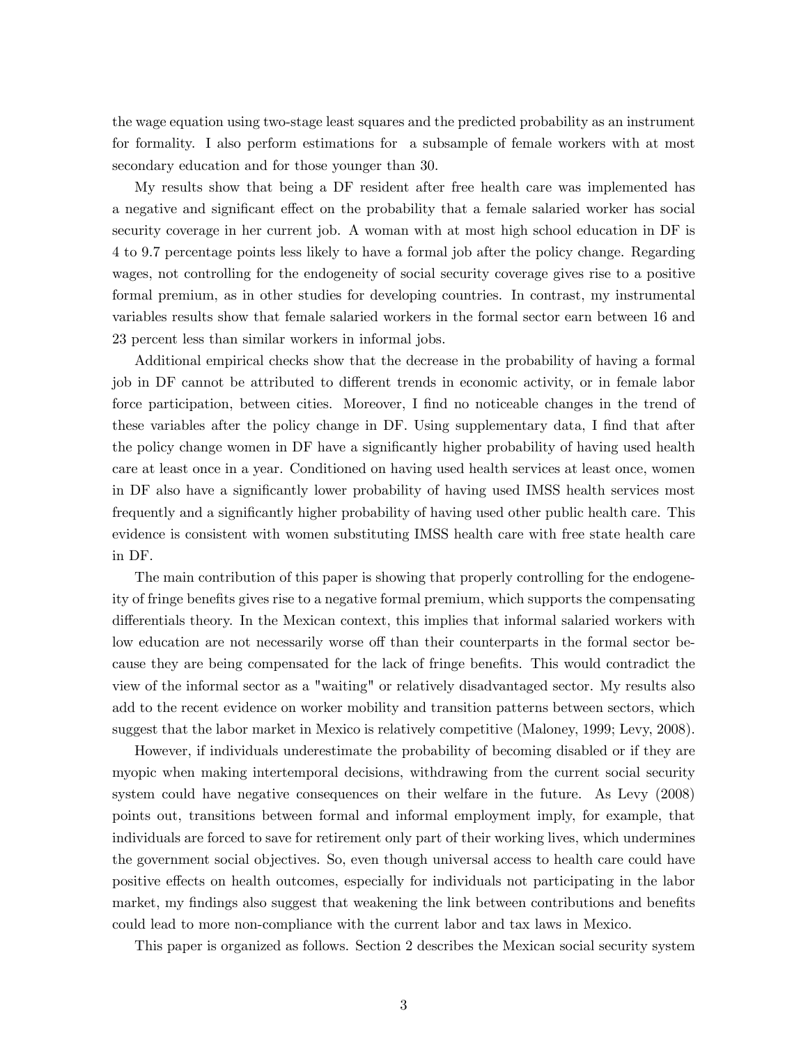the wage equation using two-stage least squares and the predicted probability as an instrument for formality. I also perform estimations for a subsample of female workers with at most secondary education and for those younger than 30.

My results show that being a DF resident after free health care was implemented has a negative and significant effect on the probability that a female salaried worker has social security coverage in her current job. A woman with at most high school education in DF is 4 to 9.7 percentage points less likely to have a formal job after the policy change. Regarding wages, not controlling for the endogeneity of social security coverage gives rise to a positive formal premium, as in other studies for developing countries. In contrast, my instrumental variables results show that female salaried workers in the formal sector earn between 16 and 23 percent less than similar workers in informal jobs.

Additional empirical checks show that the decrease in the probability of having a formal job in DF cannot be attributed to different trends in economic activity, or in female labor force participation, between cities. Moreover, I find no noticeable changes in the trend of these variables after the policy change in DF. Using supplementary data, I find that after the policy change women in DF have a significantly higher probability of having used health care at least once in a year. Conditioned on having used health services at least once, women in DF also have a significantly lower probability of having used IMSS health services most frequently and a significantly higher probability of having used other public health care. This evidence is consistent with women substituting IMSS health care with free state health care in DF.

The main contribution of this paper is showing that properly controlling for the endogeneity of fringe benefits gives rise to a negative formal premium, which supports the compensating differentials theory. In the Mexican context, this implies that informal salaried workers with low education are not necessarily worse off than their counterparts in the formal sector because they are being compensated for the lack of fringe benefits. This would contradict the view of the informal sector as a "waiting" or relatively disadvantaged sector. My results also add to the recent evidence on worker mobility and transition patterns between sectors, which suggest that the labor market in Mexico is relatively competitive (Maloney, 1999; Levy, 2008).

However, if individuals underestimate the probability of becoming disabled or if they are myopic when making intertemporal decisions, withdrawing from the current social security system could have negative consequences on their welfare in the future. As Levy (2008) points out, transitions between formal and informal employment imply, for example, that individuals are forced to save for retirement only part of their working lives, which undermines the government social objectives. So, even though universal access to health care could have positive effects on health outcomes, especially for individuals not participating in the labor market, my findings also suggest that weakening the link between contributions and benefits could lead to more non-compliance with the current labor and tax laws in Mexico.

This paper is organized as follows. Section 2 describes the Mexican social security system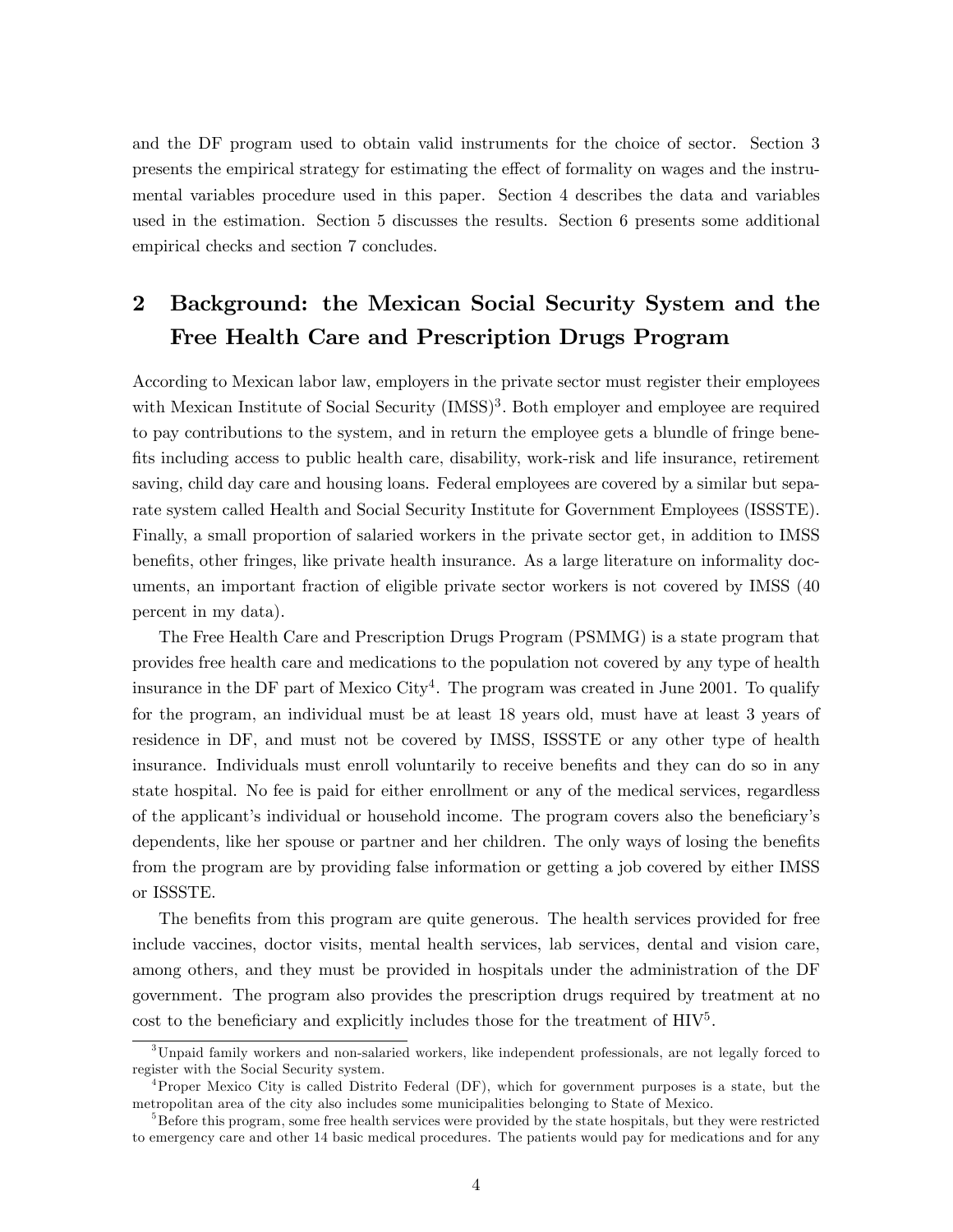and the DF program used to obtain valid instruments for the choice of sector. Section 3 presents the empirical strategy for estimating the effect of formality on wages and the instrumental variables procedure used in this paper. Section 4 describes the data and variables used in the estimation. Section 5 discusses the results. Section 6 presents some additional empirical checks and section 7 concludes.

## 2 Background: the Mexican Social Security System and the Free Health Care and Prescription Drugs Program

According to Mexican labor law, employers in the private sector must register their employees with Mexican Institute of Social Security (IMSS)[3]. Both employer and employee are required to pay contributions to the system, and in return the employee gets a blundle of fringe benefits including access to public health care, disability, work-risk and life insurance, retirement saving, child day care and housing loans. Federal employees are covered by a similar but separate system called Health and Social Security Institute for Government Employees (ISSSTE). Finally, a small proportion of salaried workers in the private sector get, in addition to IMSS benefits, other fringes, like private health insurance. As a large literature on informality documents, an important fraction of eligible private sector workers is not covered by IMSS (40 percent in my data).

The Free Health Care and Prescription Drugs Program (PSMMG) is a state program that provides free health care and medications to the population not covered by any type of health insurance in the DF part of Mexico City[4]. The program was created in June 2001. To qualify for the program, an individual must be at least 18 years old, must have at least 3 years of residence in DF, and must not be covered by IMSS, ISSSTE or any other type of health insurance. Individuals must enroll voluntarily to receive benefits and they can do so in any state hospital. No fee is paid for either enrollment or any of the medical services, regardless of the applicant's individual or household income. The program covers also the beneficiary's dependents, like her spouse or partner and her children. The only ways of losing the benefits from the program are by providing false information or getting a job covered by either IMSS or ISSSTE.

The benefits from this program are quite generous. The health services provided for free include vaccines, doctor visits, mental health services, lab services, dental and vision care, among others, and they must be provided in hospitals under the administration of the DF government. The program also provides the prescription drugs required by treatment at no cost to the beneficiary and explicitly includes those for the treatment of HIV[5].

[3] Unpaid family workers and non-salaried workers, like independent professionals, are not legally forced to register with the Social Security system.

[4] Proper Mexico City is called Distrito Federal (DF), which for government purposes is a state, but the metropolitan area of the city also includes some municipalities belonging to State of Mexico.

[5] Before this program, some free health services were provided by the state hospitals, but they were restricted to emergency care and other 14 basic medical procedures. The patients would pay for medications and for any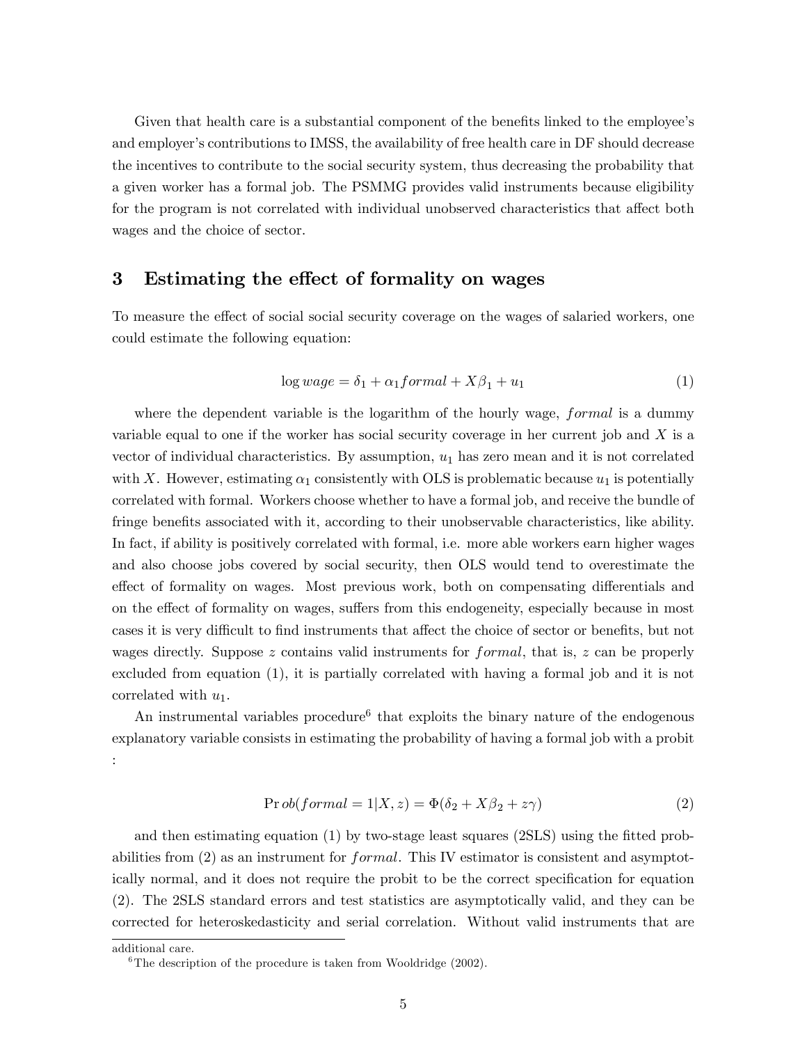Given that health care is a substantial component of the benefits linked to the employee's and employer's contributions to IMSS, the availability of free health care in DF should decrease the incentives to contribute to the social security system, thus decreasing the probability that a given worker has a formal job. The PSMMG provides valid instruments because eligibility for the program is not correlated with individual unobserved characteristics that affect both wages and the choice of sector.

## 3 Estimating the effect of formality on wages

To measure the effect of social social security coverage on the wages of salaried workers, one could estimate the following equation:

$$\log wage = \delta_1 + \alpha_1 formal + X\beta_1 + u_1 \tag{1}$$

where the dependent variable is the logarithm of the hourly wage, $formal$ is a dummy variable equal to one if the worker has social security coverage in her current job and $X$ is a vector of individual characteristics. By assumption, $u_1$ has zero mean and it is not correlated with $X$. However, estimating $\alpha_1$ consistently with OLS is problematic because $u_1$ is potentially correlated with formal. Workers choose whether to have a formal job, and receive the bundle of fringe benefits associated with it, according to their unobservable characteristics, like ability. In fact, if ability is positively correlated with formal, i.e. more able workers earn higher wages and also choose jobs covered by social security, then OLS would tend to overestimate the effect of formality on wages. Most previous work, both on compensating differentials and on the effect of formality on wages, suffers from this endogeneity, especially because in most cases it is very difficult to find instruments that affect the choice of sector or benefits, but not wages directly. Suppose $z$ contains valid instruments for $formal$, that is, $z$ can be properly excluded from equation (1), it is partially correlated with having a formal job and it is not correlated with $u_1$.

An instrumental variables procedure[6] that exploits the binary nature of the endogenous explanatory variable consists in estimating the probability of having a formal job with a probit :

$$\Pr ob(formal = 1|X, z) = \Phi(\delta_2 + X\beta_2 + z\gamma) \tag{2}$$

and then estimating equation (1) by two-stage least squares (2SLS) using the fitted probabilities from (2) as an instrument for $formal$. This IV estimator is consistent and asymptotically normal, and it does not require the probit to be the correct specification for equation (2). The 2SLS standard errors and test statistics are asymptotically valid, and they can be corrected for heteroskedasticity and serial correlation. Without valid instruments that are

additional care.

[6] The description of the procedure is taken from Wooldridge (2002).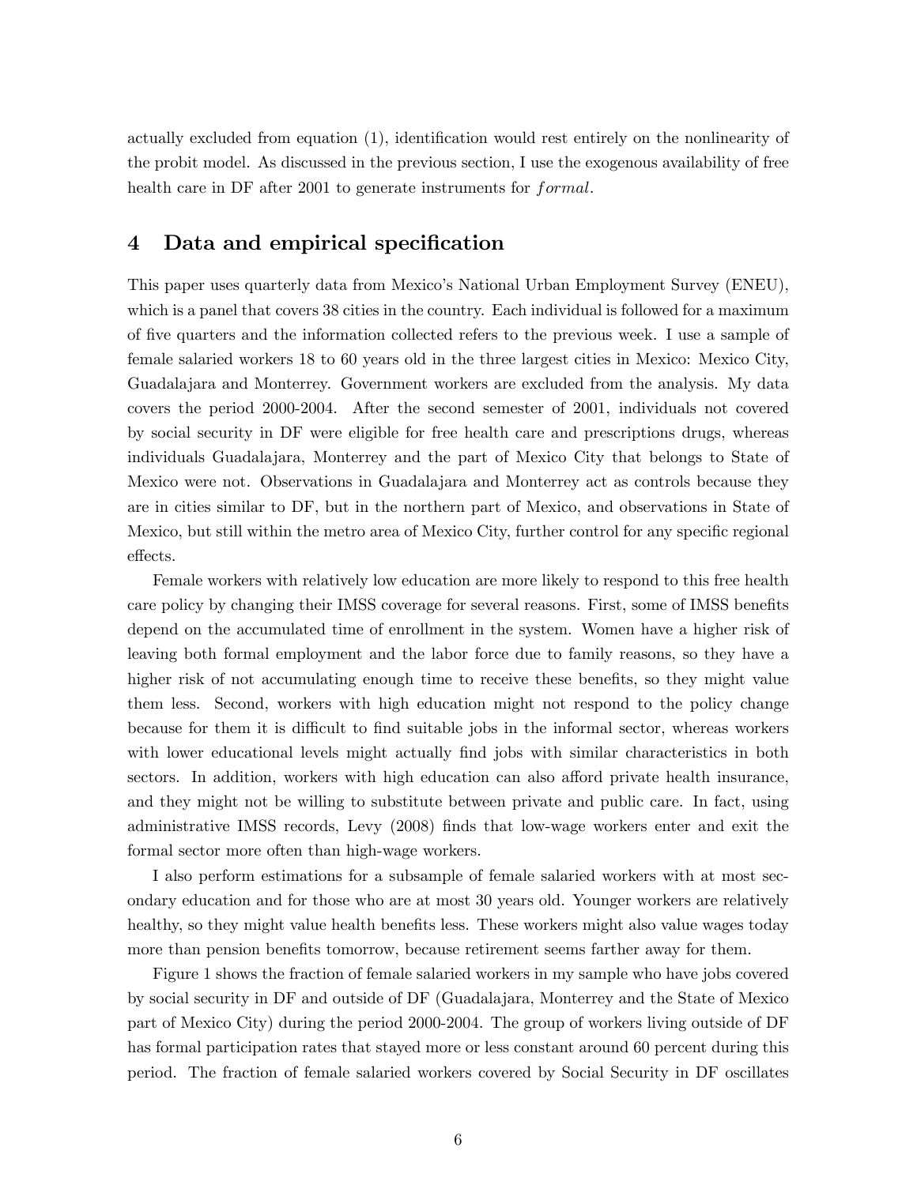actually excluded from equation (1), identification would rest entirely on the nonlinearity of the probit model. As discussed in the previous section, I use the exogenous availability of free health care in DF after 2001 to generate instruments for $formal$.

## 4 Data and empirical specification

This paper uses quarterly data from Mexico's National Urban Employment Survey (ENEU), which is a panel that covers 38 cities in the country. Each individual is followed for a maximum of five quarters and the information collected refers to the previous week. I use a sample of female salaried workers 18 to 60 years old in the three largest cities in Mexico: Mexico City, Guadalajara and Monterrey. Government workers are excluded from the analysis. My data covers the period 2000-2004. After the second semester of 2001, individuals not covered by social security in DF were eligible for free health care and prescriptions drugs, whereas individuals Guadalajara, Monterrey and the part of Mexico City that belongs to State of Mexico were not. Observations in Guadalajara and Monterrey act as controls because they are in cities similar to DF, but in the northern part of Mexico, and observations in State of Mexico, but still within the metro area of Mexico City, further control for any specific regional effects.

Female workers with relatively low education are more likely to respond to this free health care policy by changing their IMSS coverage for several reasons. First, some of IMSS benefits depend on the accumulated time of enrollment in the system. Women have a higher risk of leaving both formal employment and the labor force due to family reasons, so they have a higher risk of not accumulating enough time to receive these benefits, so they might value them less. Second, workers with high education might not respond to the policy change because for them it is difficult to find suitable jobs in the informal sector, whereas workers with lower educational levels might actually find jobs with similar characteristics in both sectors. In addition, workers with high education can also afford private health insurance, and they might not be willing to substitute between private and public care. In fact, using administrative IMSS records, Levy (2008) finds that low-wage workers enter and exit the formal sector more often than high-wage workers.

I also perform estimations for a subsample of female salaried workers with at most secondary education and for those who are at most 30 years old. Younger workers are relatively healthy, so they might value health benefits less. These workers might also value wages today more than pension benefits tomorrow, because retirement seems farther away for them.

Figure 1 shows the fraction of female salaried workers in my sample who have jobs covered by social security in DF and outside of DF (Guadalajara, Monterrey and the State of Mexico part of Mexico City) during the period 2000-2004. The group of workers living outside of DF has formal participation rates that stayed more or less constant around 60 percent during this period. The fraction of female salaried workers covered by Social Security in DF oscillates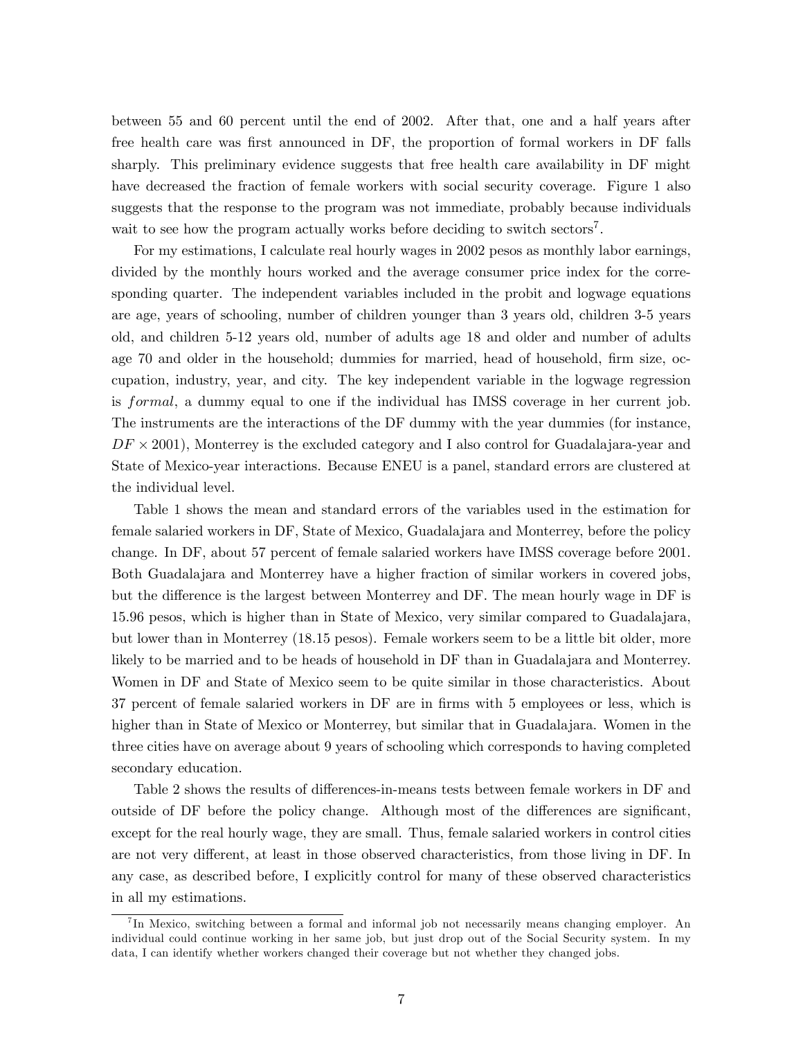between 55 and 60 percent until the end of 2002. After that, one and a half years after free health care was first announced in DF, the proportion of formal workers in DF falls sharply. This preliminary evidence suggests that free health care availability in DF might have decreased the fraction of female workers with social security coverage. Figure 1 also suggests that the response to the program was not immediate, probably because individuals wait to see how the program actually works before deciding to switch sectors[7].

For my estimations, I calculate real hourly wages in 2002 pesos as monthly labor earnings, divided by the monthly hours worked and the average consumer price index for the corresponding quarter. The independent variables included in the probit and logwage equations are age, years of schooling, number of children younger than 3 years old, children 3-5 years old, and children 5-12 years old, number of adults age 18 and older and number of adults age 70 and older in the household; dummies for married, head of household, firm size, occupation, industry, year, and city. The key independent variable in the logwage regression is $formal$, a dummy equal to one if the individual has IMSS coverage in her current job. The instruments are the interactions of the DF dummy with the year dummies (for instance, $DF \times 2001$), Monterrey is the excluded category and I also control for Guadalajara-year and State of Mexico-year interactions. Because ENEU is a panel, standard errors are clustered at the individual level.

Table 1 shows the mean and standard errors of the variables used in the estimation for female salaried workers in DF, State of Mexico, Guadalajara and Monterrey, before the policy change. In DF, about 57 percent of female salaried workers have IMSS coverage before 2001. Both Guadalajara and Monterrey have a higher fraction of similar workers in covered jobs, but the difference is the largest between Monterrey and DF. The mean hourly wage in DF is 15.96 pesos, which is higher than in State of Mexico, very similar compared to Guadalajara, but lower than in Monterrey (18.15 pesos). Female workers seem to be a little bit older, more likely to be married and to be heads of household in DF than in Guadalajara and Monterrey. Women in DF and State of Mexico seem to be quite similar in those characteristics. About 37 percent of female salaried workers in DF are in firms with 5 employees or less, which is higher than in State of Mexico or Monterrey, but similar that in Guadalajara. Women in the three cities have on average about 9 years of schooling which corresponds to having completed secondary education.

Table 2 shows the results of differences-in-means tests between female workers in DF and outside of DF before the policy change. Although most of the differences are significant, except for the real hourly wage, they are small. Thus, female salaried workers in control cities are not very different, at least in those observed characteristics, from those living in DF. In any case, as described before, I explicitly control for many of these observed characteristics in all my estimations.

[7]In Mexico, switching between a formal and informal job not necessarily means changing employer. An individual could continue working in her same job, but just drop out of the Social Security system. In my data, I can identify whether workers changed their coverage but not whether they changed jobs.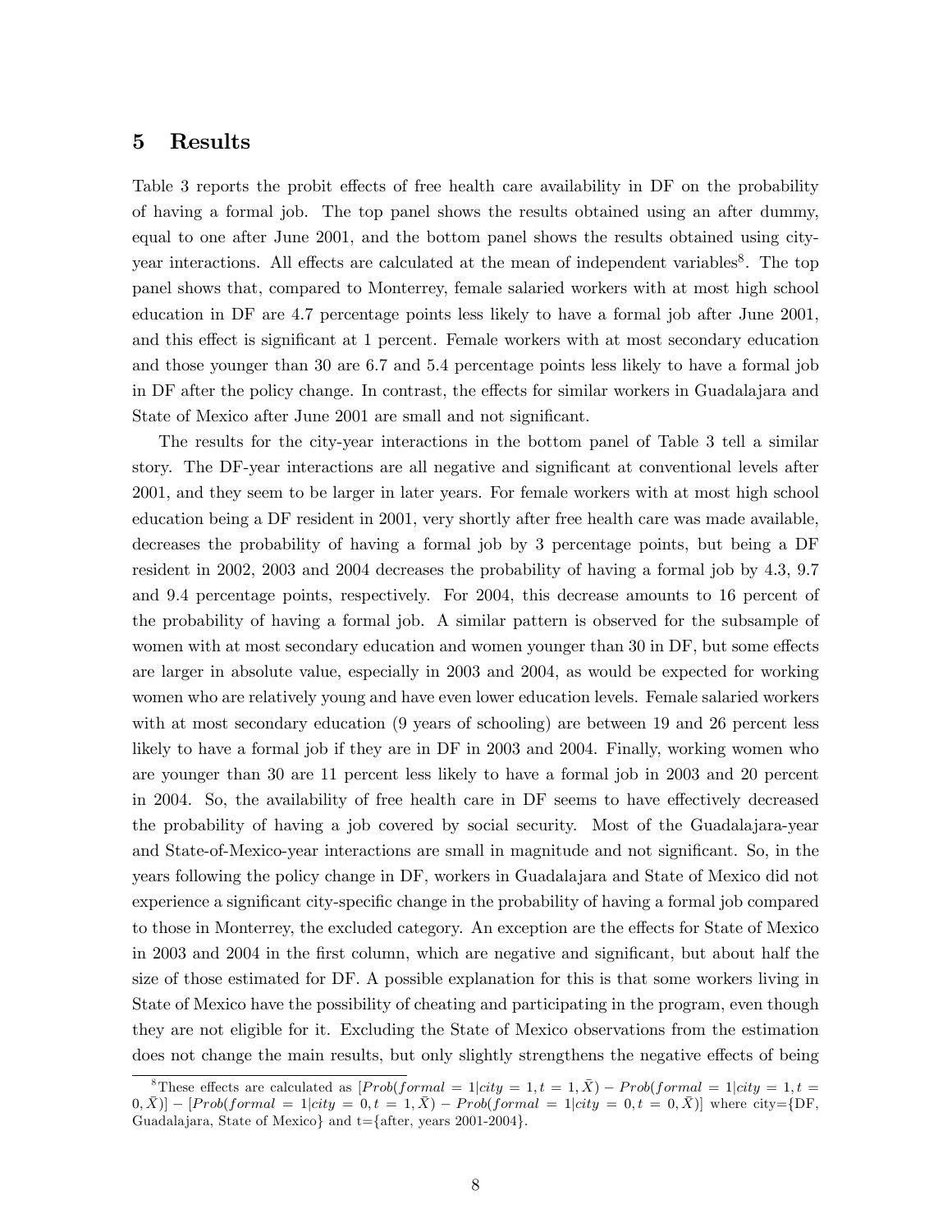## 5 Results

Table 3 reports the probit effects of free health care availability in DF on the probability of having a formal job. The top panel shows the results obtained using an after dummy, equal to one after June 2001, and the bottom panel shows the results obtained using city-year interactions. All effects are calculated at the mean of independent variables[8]. The top panel shows that, compared to Monterrey, female salaried workers with at most high school education in DF are 4.7 percentage points less likely to have a formal job after June 2001, and this effect is significant at 1 percent. Female workers with at most secondary education and those younger than 30 are 6.7 and 5.4 percentage points less likely to have a formal job in DF after the policy change. In contrast, the effects for similar workers in Guadalajara and State of Mexico after June 2001 are small and not significant.

The results for the city-year interactions in the bottom panel of Table 3 tell a similar story. The DF-year interactions are all negative and significant at conventional levels after 2001, and they seem to be larger in later years. For female workers with at most high school education being a DF resident in 2001, very shortly after free health care was made available, decreases the probability of having a formal job by 3 percentage points, but being a DF resident in 2002, 2003 and 2004 decreases the probability of having a formal job by 4.3, 9.7 and 9.4 percentage points, respectively. For 2004, this decrease amounts to 16 percent of the probability of having a formal job. A similar pattern is observed for the subsample of women with at most secondary education and women younger than 30 in DF, but some effects are larger in absolute value, especially in 2003 and 2004, as would be expected for working women who are relatively young and have even lower education levels. Female salaried workers with at most secondary education (9 years of schooling) are between 19 and 26 percent less likely to have a formal job if they are in DF in 2003 and 2004. Finally, working women who are younger than 30 are 11 percent less likely to have a formal job in 2003 and 20 percent in 2004. So, the availability of free health care in DF seems to have effectively decreased the probability of having a job covered by social security. Most of the Guadalajara-year and State-of-Mexico-year interactions are small in magnitude and not significant. So, in the years following the policy change in DF, workers in Guadalajara and State of Mexico did not experience a significant city-specific change in the probability of having a formal job compared to those in Monterrey, the excluded category. An exception are the effects for State of Mexico in 2003 and 2004 in the first column, which are negative and significant, but about half the size of those estimated for DF. A possible explanation for this is that some workers living in State of Mexico have the possibility of cheating and participating in the program, even though they are not eligible for it. Excluding the State of Mexico observations from the estimation does not change the main results, but only slightly strengthens the negative effects of being

[8] These effects are calculated as $[Prob(formal = 1|city = 1, t = 1, \bar{X}) - Prob(formal = 1|city = 1, t = 0, \bar{X})] - [Prob(formal = 1|city = 0, t = 1, \bar{X}) - Prob(formal = 1|city = 0, t = 0, \bar{X})]$ where city={DF, Guadalajara, State of Mexico} and t={after, years 2001-2004}.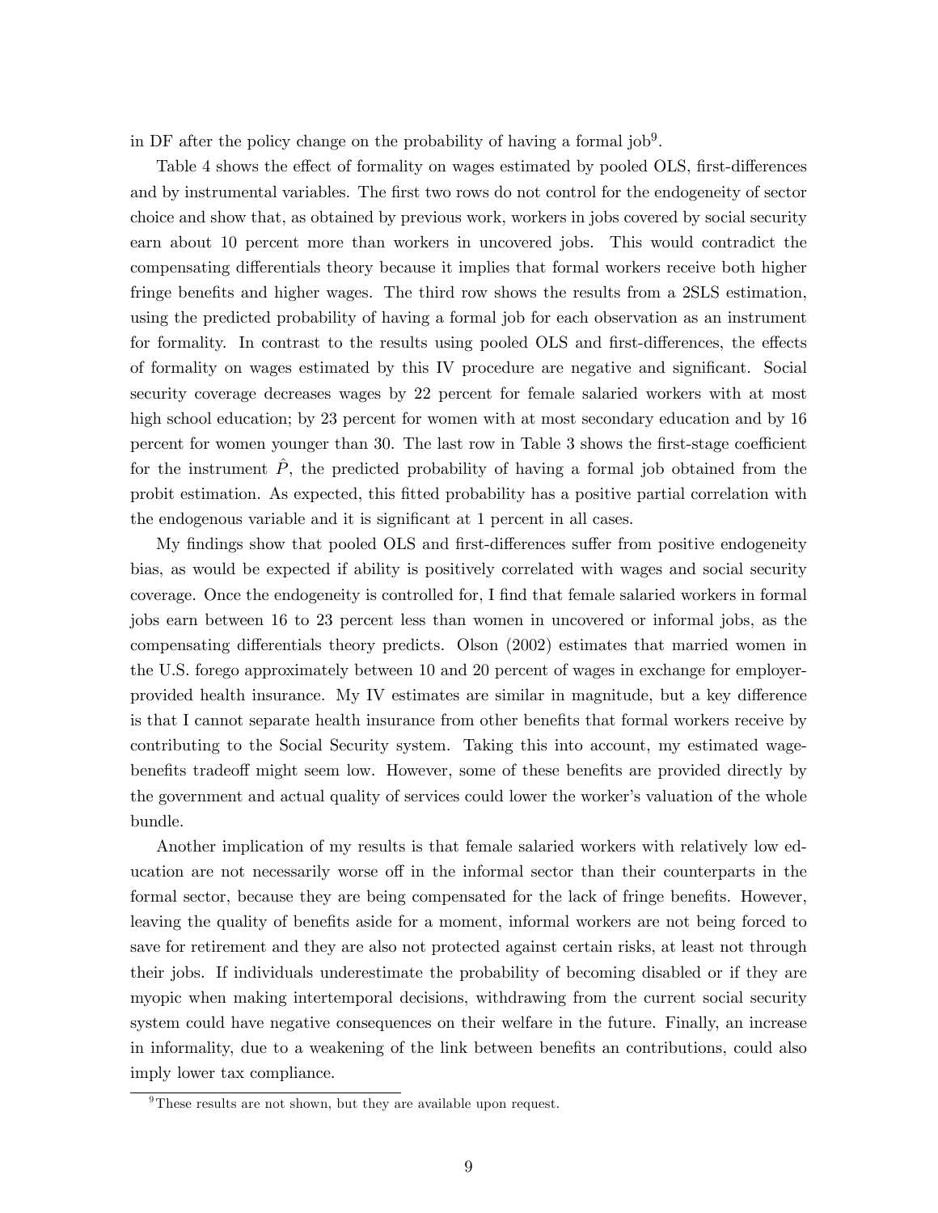in DF after the policy change on the probability of having a formal job[9].

Table 4 shows the effect of formality on wages estimated by pooled OLS, first-differences and by instrumental variables. The first two rows do not control for the endogeneity of sector choice and show that, as obtained by previous work, workers in jobs covered by social security earn about 10 percent more than workers in uncovered jobs. This would contradict the compensating differentials theory because it implies that formal workers receive both higher fringe benefits and higher wages. The third row shows the results from a 2SLS estimation, using the predicted probability of having a formal job for each observation as an instrument for formality. In contrast to the results using pooled OLS and first-differences, the effects of formality on wages estimated by this IV procedure are negative and significant. Social security coverage decreases wages by 22 percent for female salaried workers with at most high school education; by 23 percent for women with at most secondary education and by 16 percent for women younger than 30. The last row in Table 3 shows the first-stage coefficient for the instrument $\hat{P}$, the predicted probability of having a formal job obtained from the probit estimation. As expected, this fitted probability has a positive partial correlation with the endogenous variable and it is significant at 1 percent in all cases.

My findings show that pooled OLS and first-differences suffer from positive endogeneity bias, as would be expected if ability is positively correlated with wages and social security coverage. Once the endogeneity is controlled for, I find that female salaried workers in formal jobs earn between 16 to 23 percent less than women in uncovered or informal jobs, as the compensating differentials theory predicts. Olson (2002) estimates that married women in the U.S. forego approximately between 10 and 20 percent of wages in exchange for employer-provided health insurance. My IV estimates are similar in magnitude, but a key difference is that I cannot separate health insurance from other benefits that formal workers receive by contributing to the Social Security system. Taking this into account, my estimated wage-benefits tradeoff might seem low. However, some of these benefits are provided directly by the government and actual quality of services could lower the worker's valuation of the whole bundle.

Another implication of my results is that female salaried workers with relatively low education are not necessarily worse off in the informal sector than their counterparts in the formal sector, because they are being compensated for the lack of fringe benefits. However, leaving the quality of benefits aside for a moment, informal workers are not being forced to save for retirement and they are also not protected against certain risks, at least not through their jobs. If individuals underestimate the probability of becoming disabled or if they are myopic when making intertemporal decisions, withdrawing from the current social security system could have negative consequences on their welfare in the future. Finally, an increase in informality, due to a weakening of the link between benefits an contributions, could also imply lower tax compliance.

[9] These results are not shown, but they are available upon request.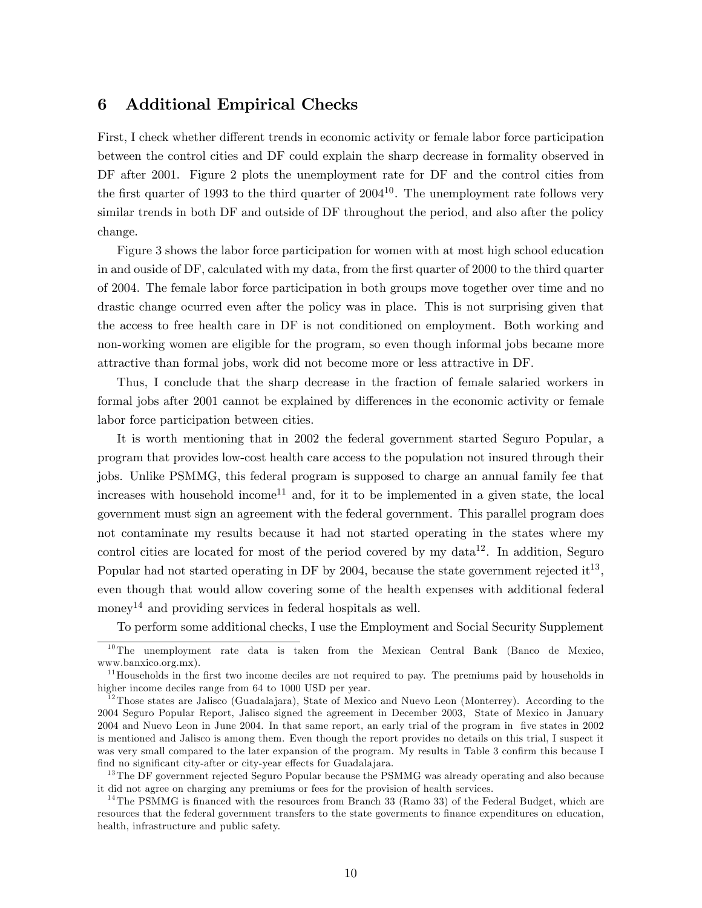## 6 Additional Empirical Checks

First, I check whether different trends in economic activity or female labor force participation between the control cities and DF could explain the sharp decrease in formality observed in DF after 2001. Figure 2 plots the unemployment rate for DF and the control cities from the first quarter of 1993 to the third quarter of 2004[10]. The unemployment rate follows very similar trends in both DF and outside of DF throughout the period, and also after the policy change.

Figure 3 shows the labor force participation for women with at most high school education in and ouside of DF, calculated with my data, from the first quarter of 2000 to the third quarter of 2004. The female labor force participation in both groups move together over time and no drastic change ocurred even after the policy was in place. This is not surprising given that the access to free health care in DF is not conditioned on employment. Both working and non-working women are eligible for the program, so even though informal jobs became more attractive than formal jobs, work did not become more or less attractive in DF.

Thus, I conclude that the sharp decrease in the fraction of female salaried workers in formal jobs after 2001 cannot be explained by differences in the economic activity or female labor force participation between cities.

It is worth mentioning that in 2002 the federal government started Seguro Popular, a program that provides low-cost health care access to the population not insured through their jobs. Unlike PSMMG, this federal program is supposed to charge an annual family fee that increases with household income[11] and, for it to be implemented in a given state, the local government must sign an agreement with the federal government. This parallel program does not contaminate my results because it had not started operating in the states where my control cities are located for most of the period covered by my data[12]. In addition, Seguro Popular had not started operating in DF by 2004, because the state government rejected it[13], even though that would allow covering some of the health expenses with additional federal money[14] and providing services in federal hospitals as well.

To perform some additional checks, I use the Employment and Social Security Supplement

---

[10] The unemployment rate data is taken from the Mexican Central Bank (Banco de Mexico, www.banxico.org.mx).

[11] Households in the first two income deciles are not required to pay. The premiums paid by households in higher income deciles range from 64 to 1000 USD per year.

[12] Those states are Jalisco (Guadalajara), State of Mexico and Nuevo Leon (Monterrey). According to the 2004 Seguro Popular Report, Jalisco signed the agreement in December 2003, State of Mexico in January 2004 and Nuevo Leon in June 2004. In that same report, an early trial of the program in five states in 2002 is mentioned and Jalisco is among them. Even though the report provides no details on this trial, I suspect it was very small compared to the later expansion of the program. My results in Table 3 confirm this because I find no significant city-after or city-year effects for Guadalajara.

[13] The DF government rejected Seguro Popular because the PSMMG was already operating and also because it did not agree on charging any premiums or fees for the provision of health services.

[14] The PSMMG is financed with the resources from Branch 33 (Ramo 33) of the Federal Budget, which are resources that the federal government transfers to the state goverments to finance expenditures on education, health, infrastructure and public safety.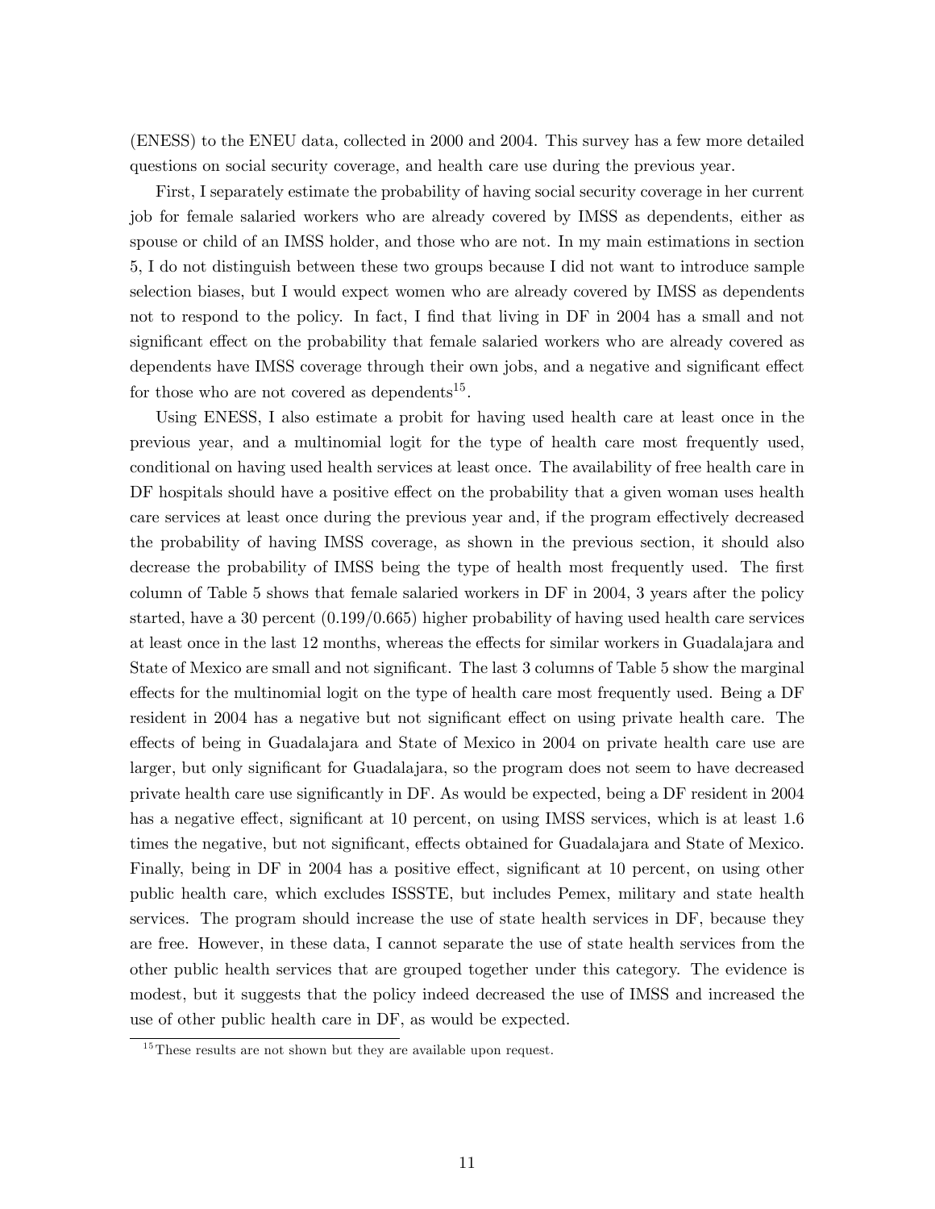(ENESS) to the ENEU data, collected in 2000 and 2004. This survey has a few more detailed questions on social security coverage, and health care use during the previous year.

First, I separately estimate the probability of having social security coverage in her current job for female salaried workers who are already covered by IMSS as dependents, either as spouse or child of an IMSS holder, and those who are not. In my main estimations in section 5, I do not distinguish between these two groups because I did not want to introduce sample selection biases, but I would expect women who are already covered by IMSS as dependents not to respond to the policy. In fact, I find that living in DF in 2004 has a small and not significant effect on the probability that female salaried workers who are already covered as dependents have IMSS coverage through their own jobs, and a negative and significant effect for those who are not covered as dependents[15].

Using ENESS, I also estimate a probit for having used health care at least once in the previous year, and a multinomial logit for the type of health care most frequently used, conditional on having used health services at least once. The availability of free health care in DF hospitals should have a positive effect on the probability that a given woman uses health care services at least once during the previous year and, if the program effectively decreased the probability of having IMSS coverage, as shown in the previous section, it should also decrease the probability of IMSS being the type of health most frequently used. The first column of Table 5 shows that female salaried workers in DF in 2004, 3 years after the policy started, have a 30 percent (0.199/0.665) higher probability of having used health care services at least once in the last 12 months, whereas the effects for similar workers in Guadalajara and State of Mexico are small and not significant. The last 3 columns of Table 5 show the marginal effects for the multinomial logit on the type of health care most frequently used. Being a DF resident in 2004 has a negative but not significant effect on using private health care. The effects of being in Guadalajara and State of Mexico in 2004 on private health care use are larger, but only significant for Guadalajara, so the program does not seem to have decreased private health care use significantly in DF. As would be expected, being a DF resident in 2004 has a negative effect, significant at 10 percent, on using IMSS services, which is at least 1.6 times the negative, but not significant, effects obtained for Guadalajara and State of Mexico. Finally, being in DF in 2004 has a positive effect, significant at 10 percent, on using other public health care, which excludes ISSSTE, but includes Pemex, military and state health services. The program should increase the use of state health services in DF, because they are free. However, in these data, I cannot separate the use of state health services from the other public health services that are grouped together under this category. The evidence is modest, but it suggests that the policy indeed decreased the use of IMSS and increased the use of other public health care in DF, as would be expected.

[15] These results are not shown but they are available upon request.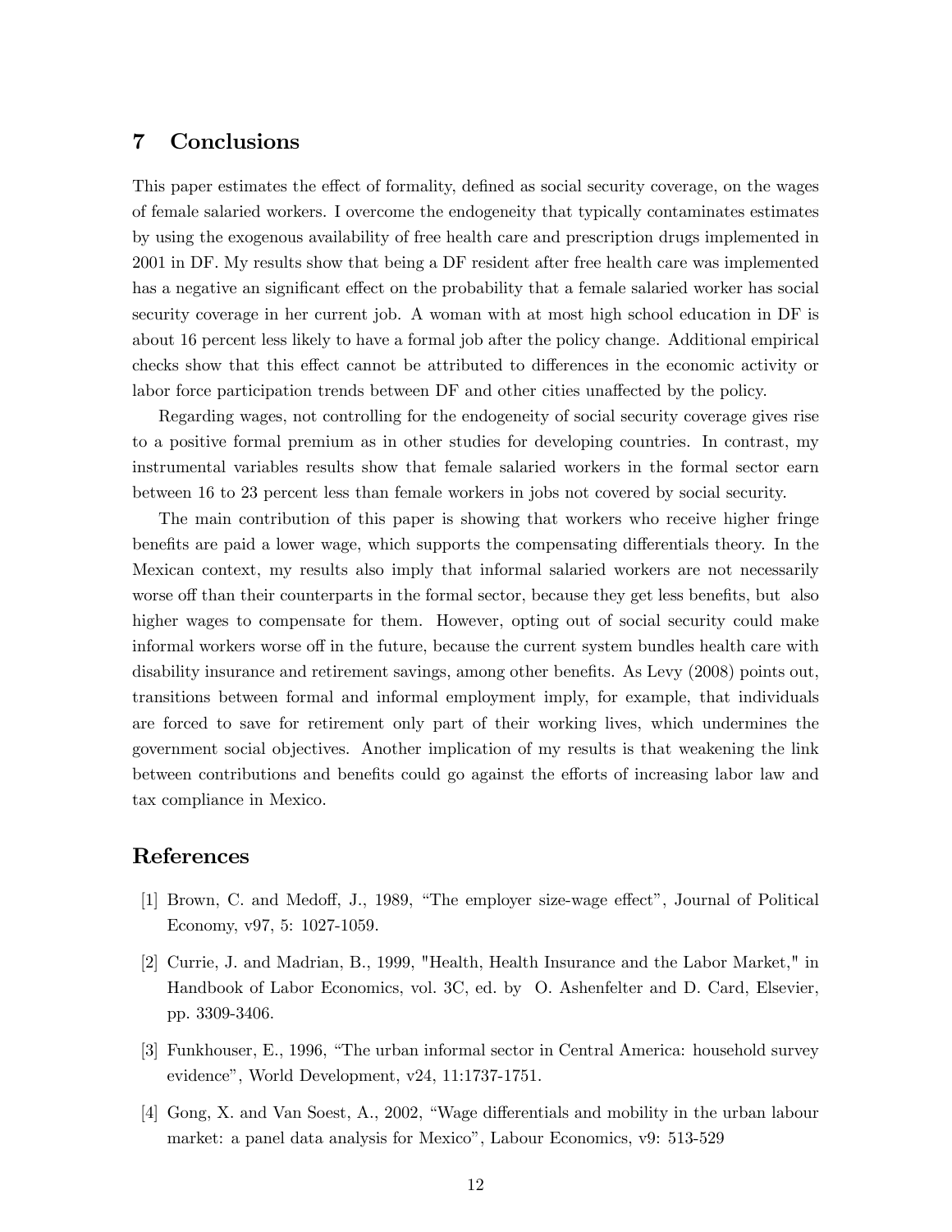# 7 Conclusions

This paper estimates the effect of formality, defined as social security coverage, on the wages of female salaried workers. I overcome the endogeneity that typically contaminates estimates by using the exogenous availability of free health care and prescription drugs implemented in 2001 in DF. My results show that being a DF resident after free health care was implemented has a negative an significant effect on the probability that a female salaried worker has social security coverage in her current job. A woman with at most high school education in DF is about 16 percent less likely to have a formal job after the policy change. Additional empirical checks show that this effect cannot be attributed to differences in the economic activity or labor force participation trends between DF and other cities unaffected by the policy.

Regarding wages, not controlling for the endogeneity of social security coverage gives rise to a positive formal premium as in other studies for developing countries. In contrast, my instrumental variables results show that female salaried workers in the formal sector earn between 16 to 23 percent less than female workers in jobs not covered by social security.

The main contribution of this paper is showing that workers who receive higher fringe benefits are paid a lower wage, which supports the compensating differentials theory. In the Mexican context, my results also imply that informal salaried workers are not necessarily worse off than their counterparts in the formal sector, because they get less benefits, but also higher wages to compensate for them. However, opting out of social security could make informal workers worse off in the future, because the current system bundles health care with disability insurance and retirement savings, among other benefits. As Levy (2008) points out, transitions between formal and informal employment imply, for example, that individuals are forced to save for retirement only part of their working lives, which undermines the government social objectives. Another implication of my results is that weakening the link between contributions and benefits could go against the efforts of increasing labor law and tax compliance in Mexico.

# References

[1] Brown, C. and Medoff, J., 1989, "The employer size-wage effect", Journal of Political Economy, v97, 5: 1027-1059.

[2] Currie, J. and Madrian, B., 1999, "Health, Health Insurance and the Labor Market," in Handbook of Labor Economics, vol. 3C, ed. by O. Ashenfelter and D. Card, Elsevier, pp. 3309-3406.

[3] Funkhouser, E., 1996, "The urban informal sector in Central America: household survey evidence", World Development, v24, 11:1737-1751.

[4] Gong, X. and Van Soest, A., 2002, "Wage differentials and mobility in the urban labour market: a panel data analysis for Mexico", Labour Economics, v9: 513-529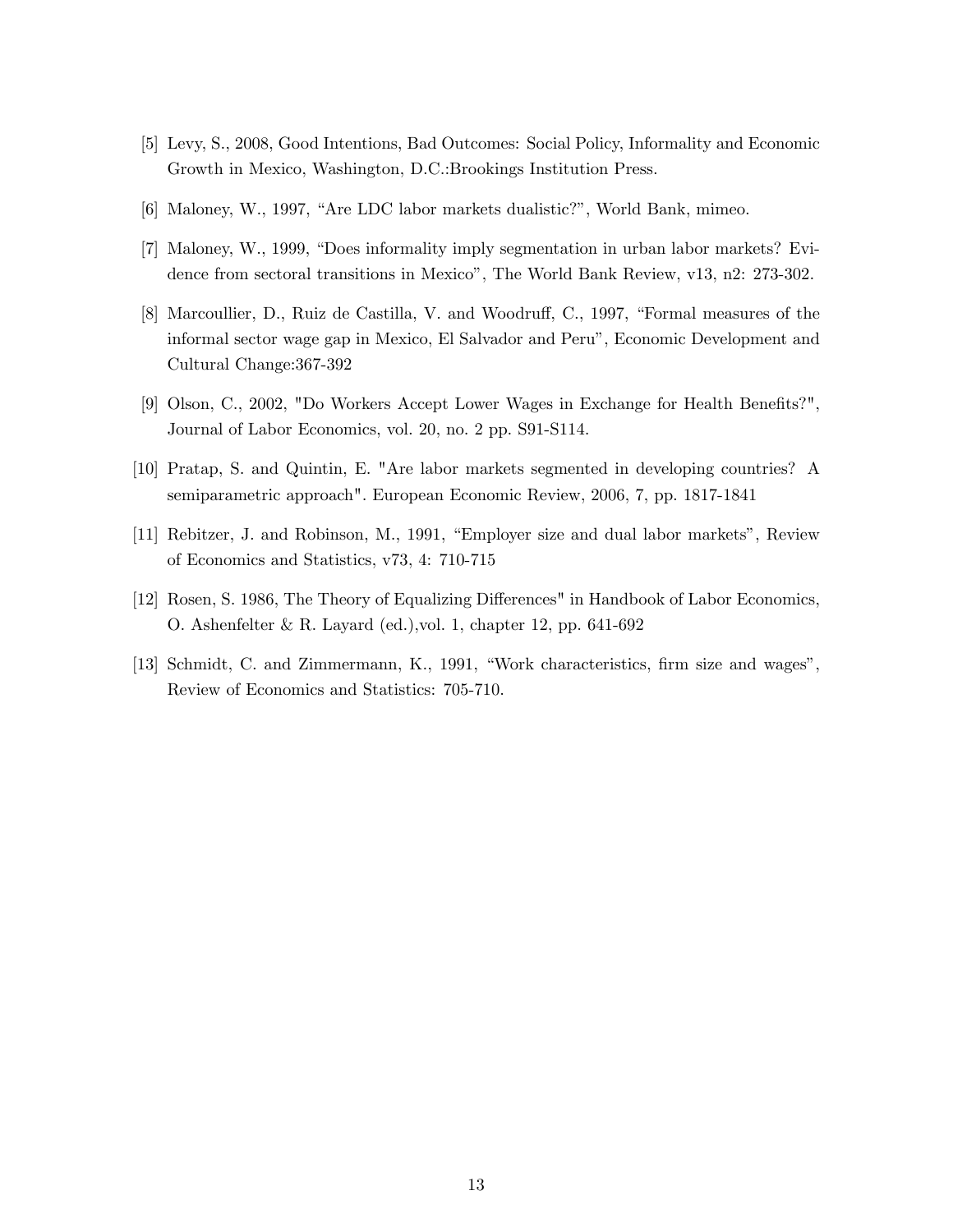[5] Levy, S., 2008, Good Intentions, Bad Outcomes: Social Policy, Informality and Economic Growth in Mexico, Washington, D.C.:Brookings Institution Press.

[6] Maloney, W., 1997, "Are LDC labor markets dualistic?", World Bank, mimeo.

[7] Maloney, W., 1999, "Does informality imply segmentation in urban labor markets? Evidence from sectoral transitions in Mexico", The World Bank Review, v13, n2: 273-302.

[8] Marcoullier, D., Ruiz de Castilla, V. and Woodruff, C., 1997, "Formal measures of the informal sector wage gap in Mexico, El Salvador and Peru", Economic Development and Cultural Change:367-392

[9] Olson, C., 2002, "Do Workers Accept Lower Wages in Exchange for Health Benefits?", Journal of Labor Economics, vol. 20, no. 2 pp. S91-S114.

[10] Pratap, S. and Quintin, E. "Are labor markets segmented in developing countries? A semiparametric approach". European Economic Review, 2006, 7, pp. 1817-1841

[11] Rebitzer, J. and Robinson, M., 1991, "Employer size and dual labor markets", Review of Economics and Statistics, v73, 4: 710-715

[12] Rosen, S. 1986, The Theory of Equalizing Differences" in Handbook of Labor Economics, O. Ashenfelter & R. Layard (ed.),vol. 1, chapter 12, pp. 641-692

[13] Schmidt, C. and Zimmermann, K., 1991, "Work characteristics, firm size and wages", Review of Economics and Statistics: 705-710.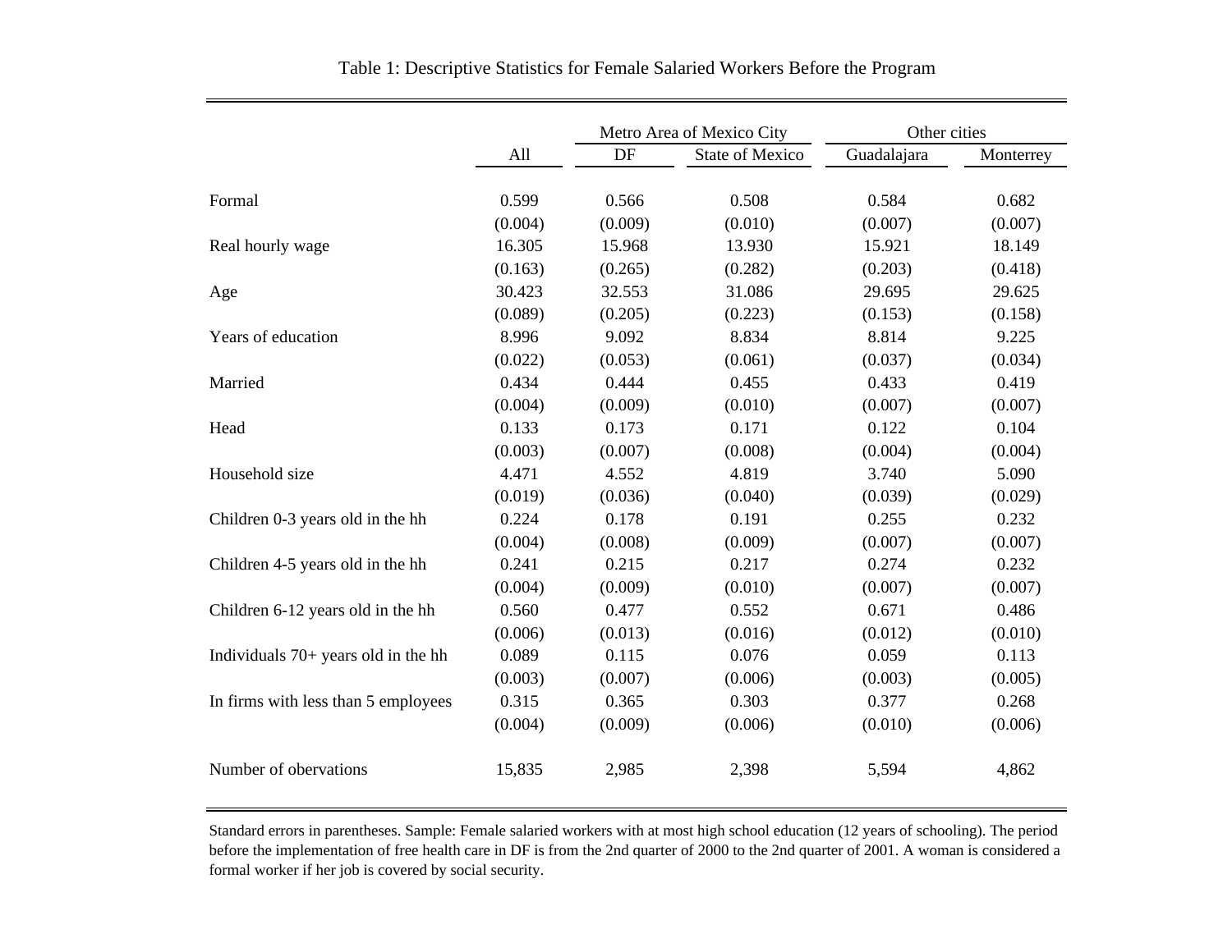Table 1: Descriptive Statistics for Female Salaried Workers Before the Program

| | | Metro Area of Mexico City | | Other cities | |
|---|---|---|---|---|---|
| | All | DF | State of Mexico | Guadalajara | Monterrey |
| Formal | 0.599 | 0.566 | 0.508 | 0.584 | 0.682 |
| | (0.004) | (0.009) | (0.010) | (0.007) | (0.007) |
| Real hourly wage | 16.305 | 15.968 | 13.930 | 15.921 | 18.149 |
| | (0.163) | (0.265) | (0.282) | (0.203) | (0.418) |
| Age | 30.423 | 32.553 | 31.086 | 29.695 | 29.625 |
| | (0.089) | (0.205) | (0.223) | (0.153) | (0.158) |
| Years of education | 8.996 | 9.092 | 8.834 | 8.814 | 9.225 |
| | (0.022) | (0.053) | (0.061) | (0.037) | (0.034) |
| Married | 0.434 | 0.444 | 0.455 | 0.433 | 0.419 |
| | (0.004) | (0.009) | (0.010) | (0.007) | (0.007) |
| Head | 0.133 | 0.173 | 0.171 | 0.122 | 0.104 |
| | (0.003) | (0.007) | (0.008) | (0.004) | (0.004) |
| Household size | 4.471 | 4.552 | 4.819 | 3.740 | 5.090 |
| | (0.019) | (0.036) | (0.040) | (0.039) | (0.029) |
| Children 0-3 years old in the hh | 0.224 | 0.178 | 0.191 | 0.255 | 0.232 |
| | (0.004) | (0.008) | (0.009) | (0.007) | (0.007) |
| Children 4-5 years old in the hh | 0.241 | 0.215 | 0.217 | 0.274 | 0.232 |
| | (0.004) | (0.009) | (0.010) | (0.007) | (0.007) |
| Children 6-12 years old in the hh | 0.560 | 0.477 | 0.552 | 0.671 | 0.486 |
| | (0.006) | (0.013) | (0.016) | (0.012) | (0.010) |
| Individuals 70+ years old in the hh | 0.089 | 0.115 | 0.076 | 0.059 | 0.113 |
| | (0.003) | (0.007) | (0.006) | (0.003) | (0.005) |
| In firms with less than 5 employees | 0.315 | 0.365 | 0.303 | 0.377 | 0.268 |
| | (0.004) | (0.009) | (0.006) | (0.010) | (0.006) |
| Number of obervations | 15,835 | 2,985 | 2,398 | 5,594 | 4,862 |

Standard errors in parentheses. Sample: Female salaried workers with at most high school education (12 years of schooling). The period before the implementation of free health care in DF is from the 2nd quarter of 2000 to the 2nd quarter of 2001. A woman is considered a formal worker if her job is covered by social security.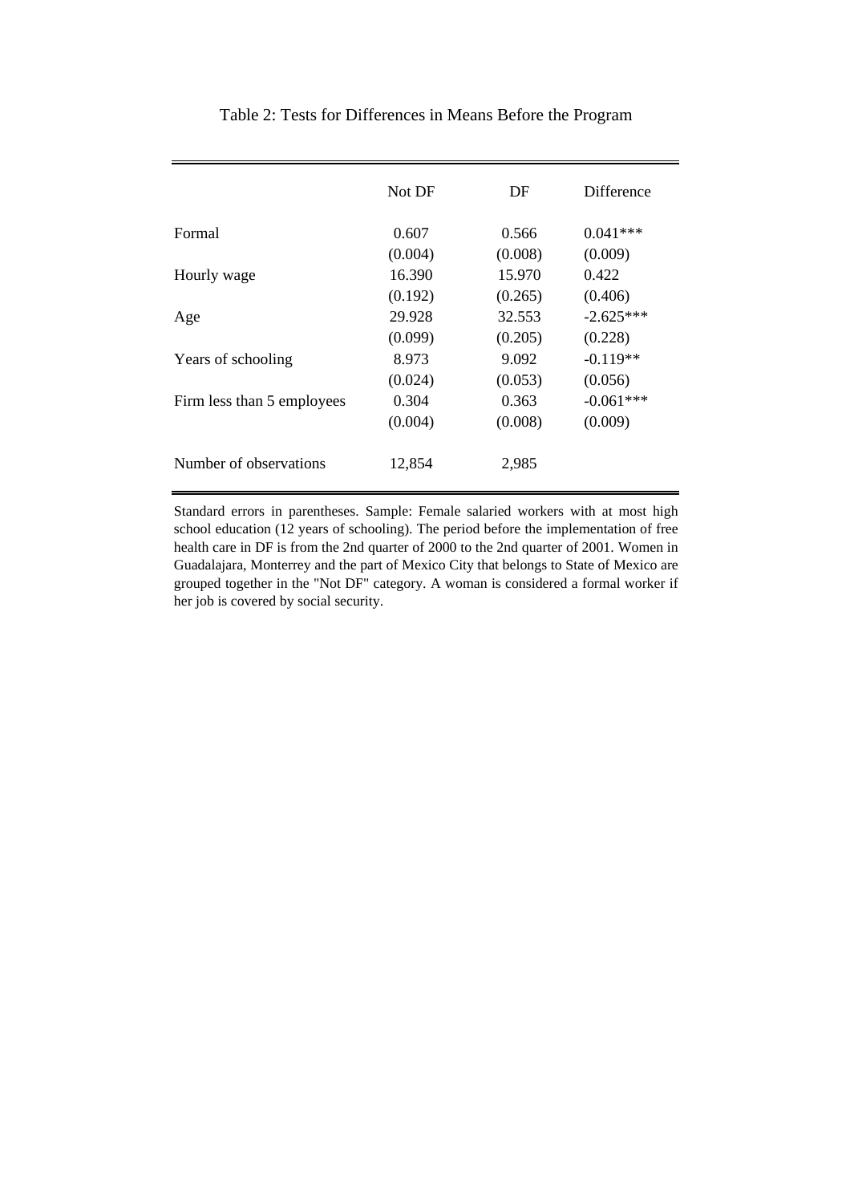Table 2: Tests for Differences in Means Before the Program

| | Not DF | DF | Difference |
|---|---|---|---|
| Formal | 0.607 | 0.566 | 0.041*** |
| | (0.004) | (0.008) | (0.009) |
| Hourly wage | 16.390 | 15.970 | 0.422 |
| | (0.192) | (0.265) | (0.406) |
| Age | 29.928 | 32.553 | -2.625*** |
| | (0.099) | (0.205) | (0.228) |
| Years of schooling | 8.973 | 9.092 | -0.119** |
| | (0.024) | (0.053) | (0.056) |
| Firm less than 5 employees | 0.304 | 0.363 | -0.061*** |
| | (0.004) | (0.008) | (0.009) |
| Number of observations | 12,854 | 2,985 | |

Standard errors in parentheses. Sample: Female salaried workers with at most high school education (12 years of schooling). The period before the implementation of free health care in DF is from the 2nd quarter of 2000 to the 2nd quarter of 2001. Women in Guadalajara, Monterrey and the part of Mexico City that belongs to State of Mexico are grouped together in the "Not DF" category. A woman is considered a formal worker if her job is covered by social security.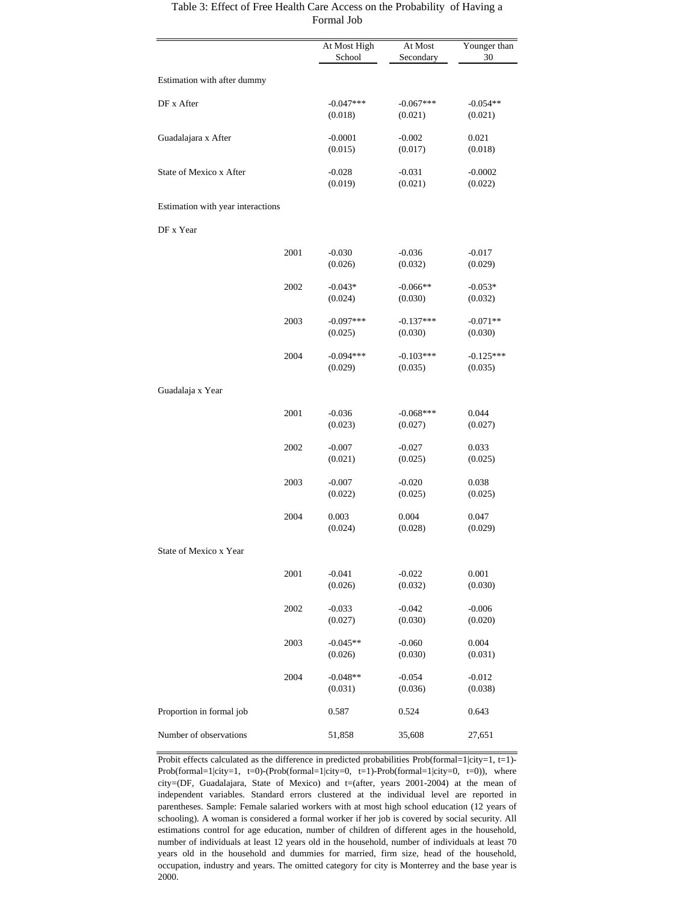Table 3: Effect of Free Health Care Access on the Probability of Having a Formal Job

| | | At Most High School | At Most Secondary | Younger than 30 |
|---|---|---|---|---|
| Estimation with after dummy | | | | |
| DF x After | | -0.047*** | -0.067*** | -0.054** |
| | | (0.018) | (0.021) | (0.021) |
| Guadalajara x After | | -0.0001 | -0.002 | 0.021 |
| | | (0.015) | (0.017) | (0.018) |
| State of Mexico x After | | -0.028 | -0.031 | -0.0002 |
| | | (0.019) | (0.021) | (0.022) |
| Estimation with year interactions | | | | |
| DF x Year | | | | |
| | 2001 | -0.030 | -0.036 | -0.017 |
| | | (0.026) | (0.032) | (0.029) |
| | 2002 | -0.043* | -0.066** | -0.053* |
| | | (0.024) | (0.030) | (0.032) |
| | 2003 | -0.097*** | -0.137*** | -0.071** |
| | | (0.025) | (0.030) | (0.030) |
| | 2004 | -0.094*** | -0.103*** | -0.125*** |
| | | (0.029) | (0.035) | (0.035) |
| Guadalaja x Year | | | | |
| | 2001 | -0.036 | -0.068*** | 0.044 |
| | | (0.023) | (0.027) | (0.027) |
| | 2002 | -0.007 | -0.027 | 0.033 |
| | | (0.021) | (0.025) | (0.025) |
| | 2003 | -0.007 | -0.020 | 0.038 |
| | | (0.022) | (0.025) | (0.025) |
| | 2004 | 0.003 | 0.004 | 0.047 |
| | | (0.024) | (0.028) | (0.029) |
| State of Mexico x Year | | | | |
| | 2001 | -0.041 | -0.022 | 0.001 |
| | | (0.026) | (0.032) | (0.030) |
| | 2002 | -0.033 | -0.042 | -0.006 |
| | | (0.027) | (0.030) | (0.020) |
| | 2003 | -0.045** | -0.060 | 0.004 |
| | | (0.026) | (0.030) | (0.031) |
| | 2004 | -0.048** | -0.054 | -0.012 |
| | | (0.031) | (0.036) | (0.038) |
| Proportion in formal job | | 0.587 | 0.524 | 0.643 |
| Number of observations | | 51,858 | 35,608 | 27,651 |

Probit effects calculated as the difference in predicted probabilities Prob(formal=1|city=1, t=1)-Prob(formal=1|city=1, t=0)-(Prob(formal=1|city=0, t=1)-Prob(formal=1|city=0, t=0)), where city=(DF, Guadalajara, State of Mexico) and t=(after, years 2001-2004) at the mean of independent variables. Standard errors clustered at the individual level are reported in parentheses. Sample: Female salaried workers with at most high school education (12 years of schooling). A woman is considered a formal worker if her job is covered by social security. All estimations control for age education, number of children of different ages in the household, number of individuals at least 12 years old in the household, number of individuals at least 70 years old in the household and dummies for married, firm size, head of the household, occupation, industry and years. The omitted category for city is Monterrey and the base year is 2000.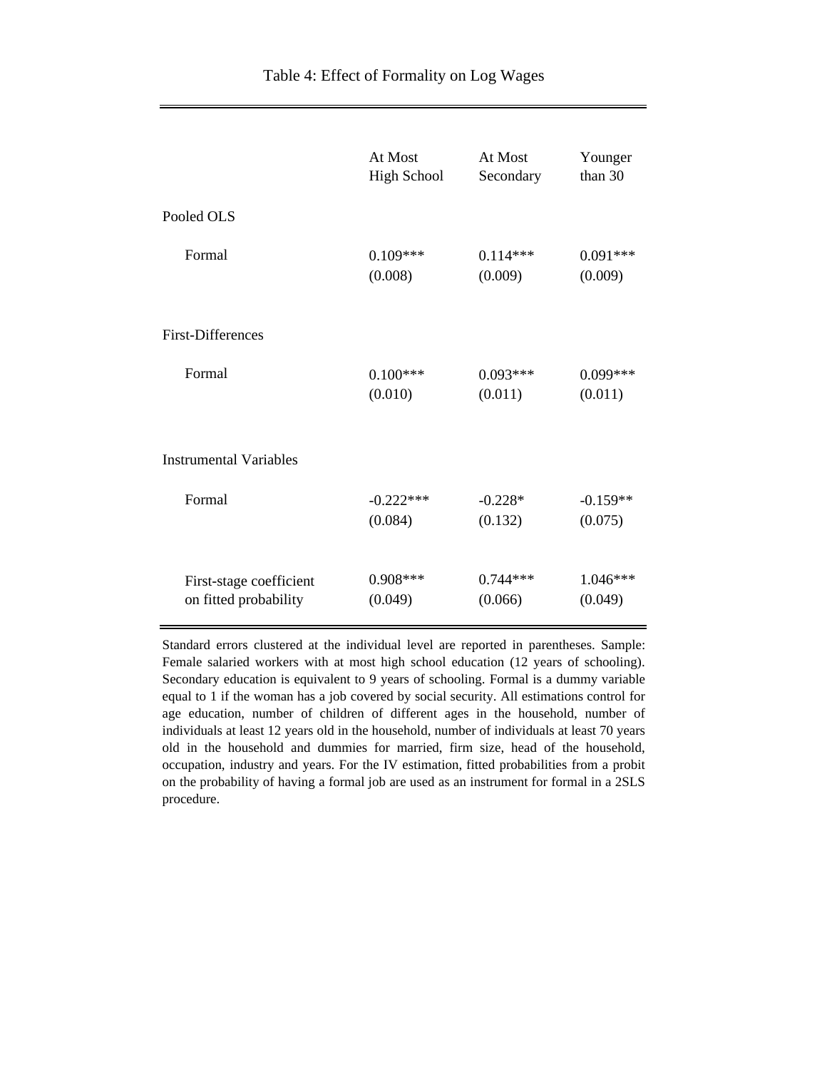Table 4: Effect of Formality on Log Wages

| | At Most High School | At Most Secondary | Younger than 30 |
|---|---|---|---|
| Pooled OLS | | | |
| Formal | 0.109*** | 0.114*** | 0.091*** |
| | (0.008) | (0.009) | (0.009) |
| First-Differences | | | |
| Formal | 0.100*** | 0.093*** | 0.099*** |
| | (0.010) | (0.011) | (0.011) |
| Instrumental Variables | | | |
| Formal | -0.222*** | -0.228* | -0.159** |
| | (0.084) | (0.132) | (0.075) |
| First-stage coefficient on fitted probability | 0.908*** | 0.744*** | 1.046*** |
| | (0.049) | (0.066) | (0.049) |

Standard errors clustered at the individual level are reported in parentheses. Sample: Female salaried workers with at most high school education (12 years of schooling). Secondary education is equivalent to 9 years of schooling. Formal is a dummy variable equal to 1 if the woman has a job covered by social security. All estimations control for age education, number of children of different ages in the household, number of individuals at least 12 years old in the household, number of individuals at least 70 years old in the household and dummies for married, firm size, head of the household, occupation, industry and years. For the IV estimation, fitted probabilities from a probit on the probability of having a formal job are used as an instrument for formal in a 2SLS procedure.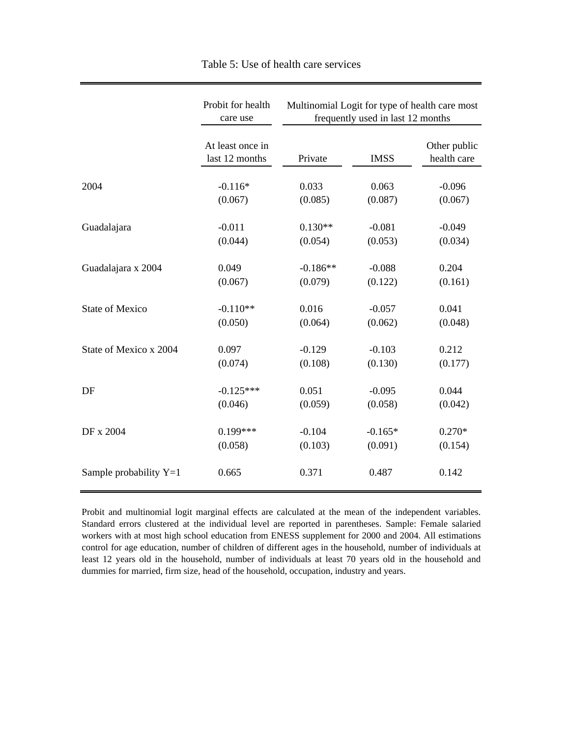Table 5: Use of health care services

| | Probit for health care use | Multinomial Logit for type of health care most frequently used in last 12 months | | |
|---|---|---|---|---|
| | At least once in last 12 months | Private | IMSS | Other public health care |
| 2004 | -0.116* | 0.033 | 0.063 | -0.096 |
| | (0.067) | (0.085) | (0.087) | (0.067) |
| Guadalajara | -0.011 | 0.130** | -0.081 | -0.049 |
| | (0.044) | (0.054) | (0.053) | (0.034) |
| Guadalajara x 2004 | 0.049 | -0.186** | -0.088 | 0.204 |
| | (0.067) | (0.079) | (0.122) | (0.161) |
| State of Mexico | -0.110** | 0.016 | -0.057 | 0.041 |
| | (0.050) | (0.064) | (0.062) | (0.048) |
| State of Mexico x 2004 | 0.097 | -0.129 | -0.103 | 0.212 |
| | (0.074) | (0.108) | (0.130) | (0.177) |
| DF | -0.125*** | 0.051 | -0.095 | 0.044 |
| | (0.046) | (0.059) | (0.058) | (0.042) |
| DF x 2004 | 0.199*** | -0.104 | -0.165* | 0.270* |
| | (0.058) | (0.103) | (0.091) | (0.154) |
| Sample probability Y=1 | 0.665 | 0.371 | 0.487 | 0.142 |

Probit and multinomial logit marginal effects are calculated at the mean of the independent variables. Standard errors clustered at the individual level are reported in parentheses. Sample: Female salaried workers with at most high school education from ENESS supplement for 2000 and 2004. All estimations control for age education, number of children of different ages in the household, number of individuals at least 12 years old in the household, number of individuals at least 70 years old in the household and dummies for married, firm size, head of the household, occupation, industry and years.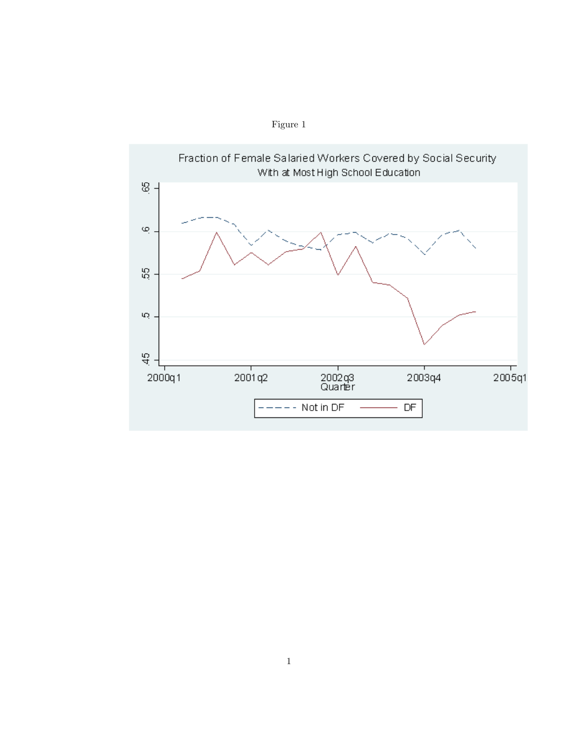Figure 1

Fraction of Female Salaried Workers Covered by Social Security
With at Most High School Education

.65
.6
.55
.5
.45

2000q1 2001q2 2002q3 2003q4 2005q1
Quarter

Not in DF DF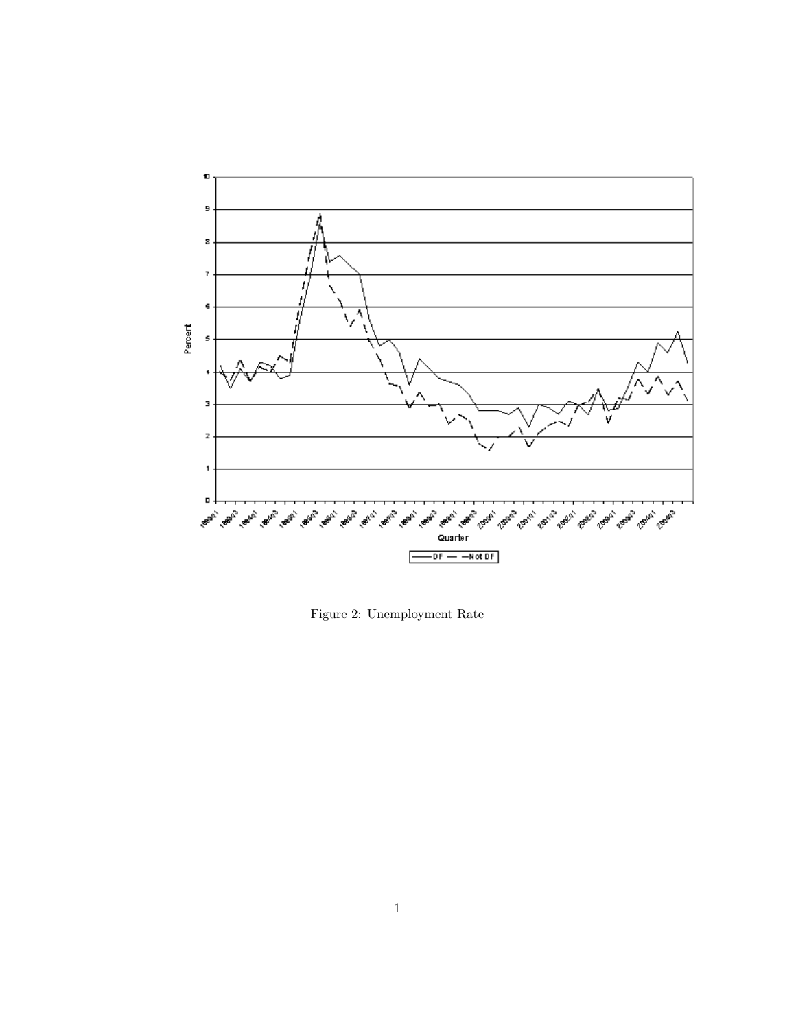Figure 2: Unemployment Rate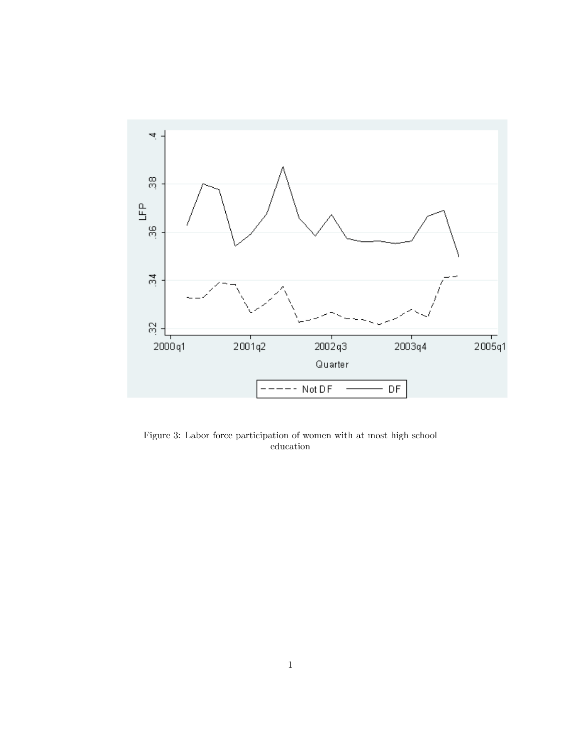.4

.38

.36

.34

.32

LFP

2000q1 2001q2 2002q3 2003q4 2005q1

Quarter

Not DF DF

Figure 3: Labor force participation of women with at most high school education